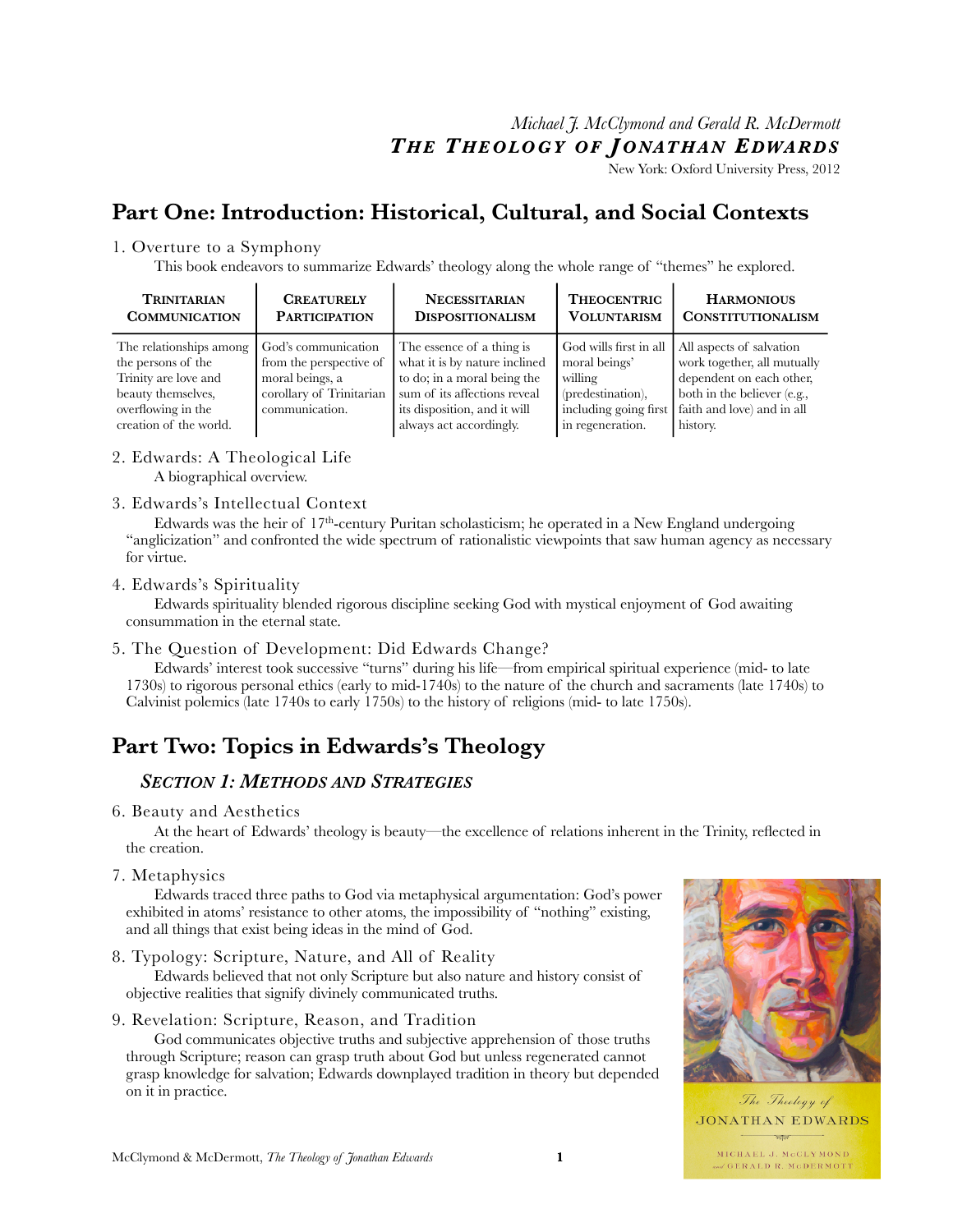*Michael J. McClymond and Gerald R. McDermott*
***THE THEOLOGY OF JONATHAN EDWARDS***
New York: Oxford University Press, 2012

# Part One: Introduction: Historical, Cultural, and Social Contexts

1. Overture to a Symphony

This book endeavors to summarize Edwards' theology along the whole range of "themes" he explored.

| TRINITARIAN COMMUNICATION | CREATURELY PARTICIPATION | NECESSITARIAN DISPOSITIONALISM | THEOCENTRIC VOLUNTARISM | HARMONIOUS CONSTITUTIONALISM |
|---|---|---|---|---|
| The relationships among the persons of the Trinity are love and beauty themselves, overflowing in the creation of the world. | God's communication from the perspective of moral beings, a corollary of Trinitarian communication. | The essence of a thing is what it is by nature inclined to do; in a moral being the sum of its affections reveal its disposition, and it will always act accordingly. | God wills first in all moral beings' willing (predestination), including going first in regeneration. | All aspects of salvation work together, all mutually dependent on each other, both in the believer (e.g., faith and love) and in all history. |

2. Edwards: A Theological Life

A biographical overview.

3. Edwards's Intellectual Context

Edwards was the heir of 17th-century Puritan scholasticism; he operated in a New England undergoing "anglicization" and confronted the wide spectrum of rationalistic viewpoints that saw human agency as necessary for virtue.

4. Edwards's Spirituality

Edwards spirituality blended rigorous discipline seeking God with mystical enjoyment of God awaiting consummation in the eternal state.

5. The Question of Development: Did Edwards Change?

Edwards' interest took successive "turns" during his life—from empirical spiritual experience (mid- to late 1730s) to rigorous personal ethics (early to mid-1740s) to the nature of the church and sacraments (late 1740s) to Calvinist polemics (late 1740s to early 1750s) to the history of religions (mid- to late 1750s).

# Part Two: Topics in Edwards's Theology

## *SECTION 1: METHODS AND STRATEGIES*

6. Beauty and Aesthetics

At the heart of Edwards' theology is beauty—the excellence of relations inherent in the Trinity, reflected in the creation.

7. Metaphysics

Edwards traced three paths to God via metaphysical argumentation: God's power exhibited in atoms' resistance to other atoms, the impossibility of "nothing" existing, and all things that exist being ideas in the mind of God.

8. Typology: Scripture, Nature, and All of Reality

Edwards believed that not only Scripture but also nature and history consist of objective realities that signify divinely communicated truths.

9. Revelation: Scripture, Reason, and Tradition

God communicates objective truths and subjective apprehension of those truths through Scripture; reason can grasp truth about God but unless regenerated cannot grasp knowledge for salvation; Edwards downplayed tradition in theory but depended on it in practice.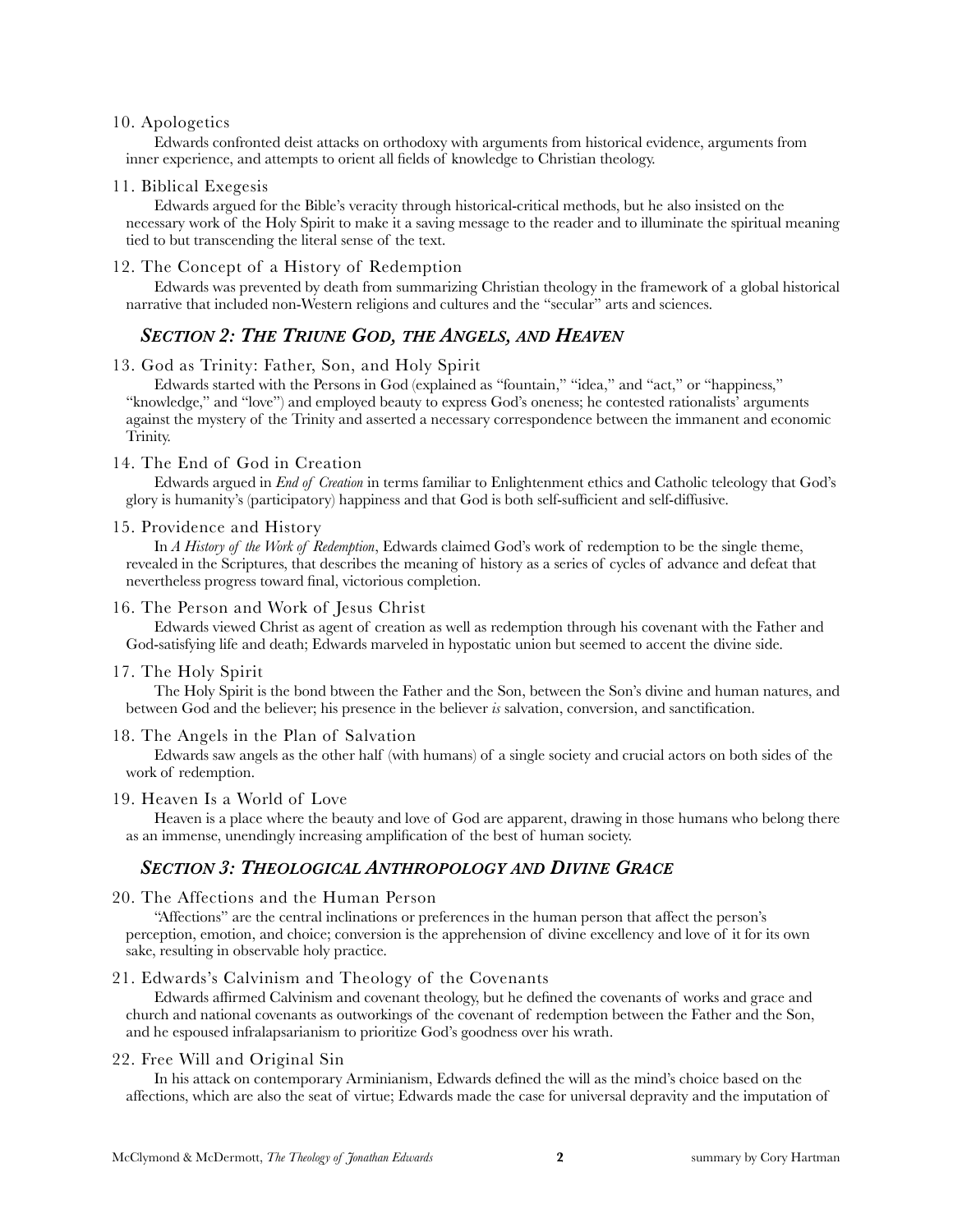10. Apologetics

Edwards confronted deist attacks on orthodoxy with arguments from historical evidence, arguments from inner experience, and attempts to orient all fields of knowledge to Christian theology.

11. Biblical Exegesis

Edwards argued for the Bible's veracity through historical-critical methods, but he also insisted on the necessary work of the Holy Spirit to make it a saving message to the reader and to illuminate the spiritual meaning tied to but transcending the literal sense of the text.

12. The Concept of a History of Redemption

Edwards was prevented by death from summarizing Christian theology in the framework of a global historical narrative that included non-Western religions and cultures and the "secular" arts and sciences.

## *Section 2: The Triune God, the Angels, and Heaven*

13. God as Trinity: Father, Son, and Holy Spirit

Edwards started with the Persons in God (explained as "fountain," "idea," and "act," or "happiness," "knowledge," and "love") and employed beauty to express God's oneness; he contested rationalists' arguments against the mystery of the Trinity and asserted a necessary correspondence between the immanent and economic Trinity.

14. The End of God in Creation

Edwards argued in *End of Creation* in terms familiar to Enlightenment ethics and Catholic teleology that God's glory is humanity's (participatory) happiness and that God is both self-sufficient and self-diffusive.

15. Providence and History

In *A History of the Work of Redemption*, Edwards claimed God's work of redemption to be the single theme, revealed in the Scriptures, that describes the meaning of history as a series of cycles of advance and defeat that nevertheless progress toward final, victorious completion.

16. The Person and Work of Jesus Christ

Edwards viewed Christ as agent of creation as well as redemption through his covenant with the Father and God-satisfying life and death; Edwards marveled in hypostatic union but seemed to accent the divine side.

17. The Holy Spirit

The Holy Spirit is the bond btween the Father and the Son, between the Son's divine and human natures, and between God and the believer; his presence in the believer *is* salvation, conversion, and sanctification.

18. The Angels in the Plan of Salvation

Edwards saw angels as the other half (with humans) of a single society and crucial actors on both sides of the work of redemption.

19. Heaven Is a World of Love

Heaven is a place where the beauty and love of God are apparent, drawing in those humans who belong there as an immense, unendingly increasing amplification of the best of human society.

## *Section 3: Theological Anthropology and Divine Grace*

20. The Affections and the Human Person

"Affections" are the central inclinations or preferences in the human person that affect the person's perception, emotion, and choice; conversion is the apprehension of divine excellency and love of it for its own sake, resulting in observable holy practice.

21. Edwards's Calvinism and Theology of the Covenants

Edwards affirmed Calvinism and covenant theology, but he defined the covenants of works and grace and church and national covenants as outworkings of the covenant of redemption between the Father and the Son, and he espoused infralapsarianism to prioritize God's goodness over his wrath.

22. Free Will and Original Sin

In his attack on contemporary Arminianism, Edwards defined the will as the mind's choice based on the affections, which are also the seat of virtue; Edwards made the case for universal depravity and the imputation of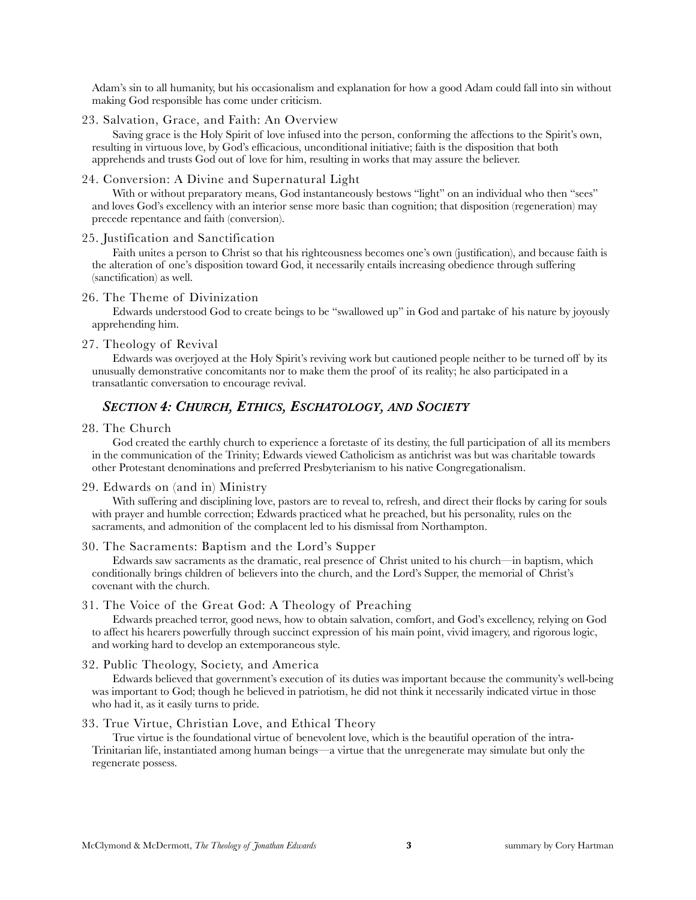Adam's sin to all humanity, but his occasionalism and explanation for how a good Adam could fall into sin without making God responsible has come under criticism.

23. Salvation, Grace, and Faith: An Overview

Saving grace is the Holy Spirit of love infused into the person, conforming the affections to the Spirit's own, resulting in virtuous love, by God's efficacious, unconditional initiative; faith is the disposition that both apprehends and trusts God out of love for him, resulting in works that may assure the believer.

24. Conversion: A Divine and Supernatural Light

With or without preparatory means, God instantaneously bestows "light" on an individual who then "sees" and loves God's excellency with an interior sense more basic than cognition; that disposition (regeneration) may precede repentance and faith (conversion).

25. Justification and Sanctification

Faith unites a person to Christ so that his righteousness becomes one's own (justification), and because faith is the alteration of one's disposition toward God, it necessarily entails increasing obedience through suffering (sanctification) as well.

26. The Theme of Divinization

Edwards understood God to create beings to be "swallowed up" in God and partake of his nature by joyously apprehending him.

27. Theology of Revival

Edwards was overjoyed at the Holy Spirit's reviving work but cautioned people neither to be turned off by its unusually demonstrative concomitants nor to make them the proof of its reality; he also participated in a transatlantic conversation to encourage revival.

## *Section 4: Church, Ethics, Eschatology, and Society*

28. The Church

God created the earthly church to experience a foretaste of its destiny, the full participation of all its members in the communication of the Trinity; Edwards viewed Catholicism as antichrist was but was charitable towards other Protestant denominations and preferred Presbyterianism to his native Congregationalism.

29. Edwards on (and in) Ministry

With suffering and disciplining love, pastors are to reveal to, refresh, and direct their flocks by caring for souls with prayer and humble correction; Edwards practiced what he preached, but his personality, rules on the sacraments, and admonition of the complacent led to his dismissal from Northampton.

30. The Sacraments: Baptism and the Lord's Supper

Edwards saw sacraments as the dramatic, real presence of Christ united to his church—in baptism, which conditionally brings children of believers into the church, and the Lord's Supper, the memorial of Christ's covenant with the church.

31. The Voice of the Great God: A Theology of Preaching

Edwards preached terror, good news, how to obtain salvation, comfort, and God's excellency, relying on God to affect his hearers powerfully through succinct expression of his main point, vivid imagery, and rigorous logic, and working hard to develop an extemporaneous style.

32. Public Theology, Society, and America

Edwards believed that government's execution of its duties was important because the community's well-being was important to God; though he believed in patriotism, he did not think it necessarily indicated virtue in those who had it, as it easily turns to pride.

33. True Virtue, Christian Love, and Ethical Theory

True virtue is the foundational virtue of benevolent love, which is the beautiful operation of the intra-Trinitarian life, instantiated among human beings—a virtue that the unregenerate may simulate but only the regenerate possess.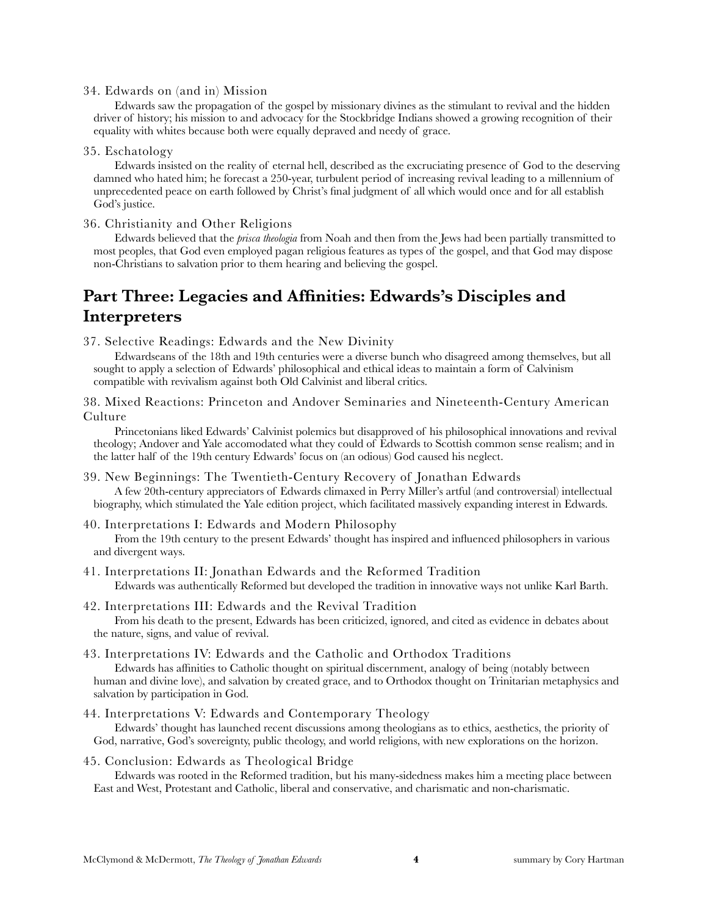34. Edwards on (and in) Mission

Edwards saw the propagation of the gospel by missionary divines as the stimulant to revival and the hidden driver of history; his mission to and advocacy for the Stockbridge Indians showed a growing recognition of their equality with whites because both were equally depraved and needy of grace.

35. Eschatology

Edwards insisted on the reality of eternal hell, described as the excruciating presence of God to the deserving damned who hated him; he forecast a 250-year, turbulent period of increasing revival leading to a millennium of unprecedented peace on earth followed by Christ's final judgment of all which would once and for all establish God's justice.

36. Christianity and Other Religions

Edwards believed that the *prisca theologia* from Noah and then from the Jews had been partially transmitted to most peoples, that God even employed pagan religious features as types of the gospel, and that God may dispose non-Christians to salvation prior to them hearing and believing the gospel.

## Part Three: Legacies and Affinities: Edwards's Disciples and Interpreters

37. Selective Readings: Edwards and the New Divinity

Edwardseans of the 18th and 19th centuries were a diverse bunch who disagreed among themselves, but all sought to apply a selection of Edwards' philosophical and ethical ideas to maintain a form of Calvinism compatible with revivalism against both Old Calvinist and liberal critics.

38. Mixed Reactions: Princeton and Andover Seminaries and Nineteenth-Century American Culture

Princetonians liked Edwards' Calvinist polemics but disapproved of his philosophical innovations and revival theology; Andover and Yale accomodated what they could of Edwards to Scottish common sense realism; and in the latter half of the 19th century Edwards' focus on (an odious) God caused his neglect.

39. New Beginnings: The Twentieth-Century Recovery of Jonathan Edwards

A few 20th-century appreciators of Edwards climaxed in Perry Miller's artful (and controversial) intellectual biography, which stimulated the Yale edition project, which facilitated massively expanding interest in Edwards.

40. Interpretations I: Edwards and Modern Philosophy

From the 19th century to the present Edwards' thought has inspired and influenced philosophers in various and divergent ways.

41. Interpretations II: Jonathan Edwards and the Reformed Tradition

Edwards was authentically Reformed but developed the tradition in innovative ways not unlike Karl Barth.

42. Interpretations III: Edwards and the Revival Tradition

From his death to the present, Edwards has been criticized, ignored, and cited as evidence in debates about the nature, signs, and value of revival.

43. Interpretations IV: Edwards and the Catholic and Orthodox Traditions

Edwards has affinities to Catholic thought on spiritual discernment, analogy of being (notably between human and divine love), and salvation by created grace, and to Orthodox thought on Trinitarian metaphysics and salvation by participation in God.

44. Interpretations V: Edwards and Contemporary Theology

Edwards' thought has launched recent discussions among theologians as to ethics, aesthetics, the priority of God, narrative, God's sovereignty, public theology, and world religions, with new explorations on the horizon.

45. Conclusion: Edwards as Theological Bridge

Edwards was rooted in the Reformed tradition, but his many-sidedness makes him a meeting place between East and West, Protestant and Catholic, liberal and conservative, and charismatic and non-charismatic.